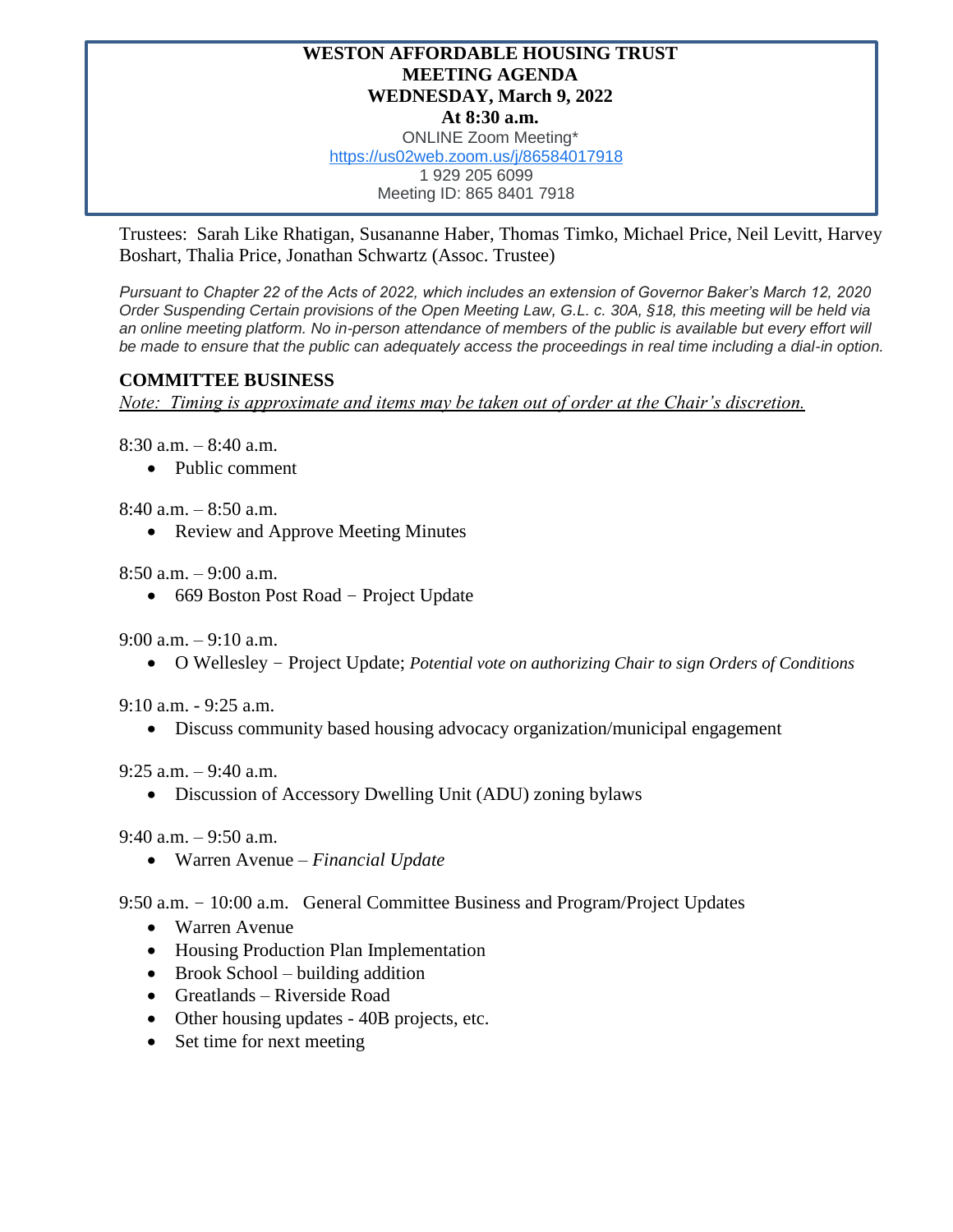**WESTON AFFORDABLE HOUSING TRUST**
**MEETING AGENDA**
**WEDNESDAY, March 9, 2022**
**At 8:30 a.m.**
ONLINE Zoom Meeting*
https://us02web.zoom.us/j/86584017918
1 929 205 6099
Meeting ID: 865 8401 7918

Trustees: Sarah Like Rhatigan, Susananne Haber, Thomas Timko, Michael Price, Neil Levitt, Harvey Boshart, Thalia Price, Jonathan Schwartz (Assoc. Trustee)

*Pursuant to Chapter 22 of the Acts of 2022, which includes an extension of Governor Baker's March 12, 2020 Order Suspending Certain provisions of the Open Meeting Law, G.L. c. 30A, §18, this meeting will be held via an online meeting platform. No in-person attendance of members of the public is available but every effort will be made to ensure that the public can adequately access the proceedings in real time including a dial-in option.*

## COMMITTEE BUSINESS

*Note: Timing is approximate and items may be taken out of order at the Chair's discretion.*

8:30 a.m. – 8:40 a.m.
- Public comment

8:40 a.m. – 8:50 a.m.
- Review and Approve Meeting Minutes

8:50 a.m. – 9:00 a.m.
- 669 Boston Post Road − Project Update

9:00 a.m. – 9:10 a.m.
- O Wellesley − Project Update; *Potential vote on authorizing Chair to sign Orders of Conditions*

9:10 a.m. - 9:25 a.m.
- Discuss community based housing advocacy organization/municipal engagement

9:25 a.m. – 9:40 a.m.
- Discussion of Accessory Dwelling Unit (ADU) zoning bylaws

9:40 a.m. – 9:50 a.m.
- Warren Avenue – *Financial Update*

9:50 a.m. − 10:00 a.m. General Committee Business and Program/Project Updates
- Warren Avenue
- Housing Production Plan Implementation
- Brook School – building addition
- Greatlands – Riverside Road
- Other housing updates - 40B projects, etc.
- Set time for next meeting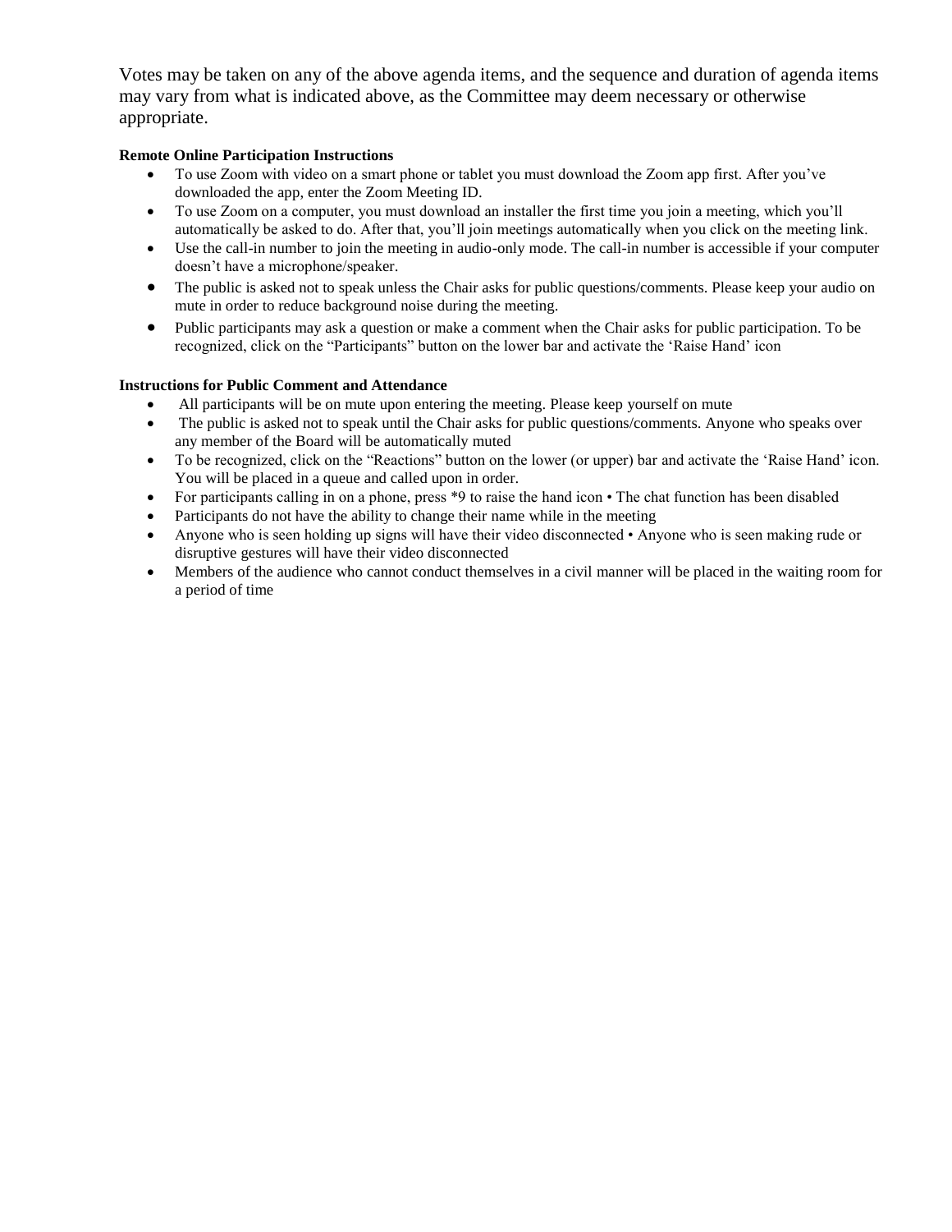Votes may be taken on any of the above agenda items, and the sequence and duration of agenda items may vary from what is indicated above, as the Committee may deem necessary or otherwise appropriate.

**Remote Online Participation Instructions**

- To use Zoom with video on a smart phone or tablet you must download the Zoom app first. After you've downloaded the app, enter the Zoom Meeting ID.
- To use Zoom on a computer, you must download an installer the first time you join a meeting, which you'll automatically be asked to do. After that, you'll join meetings automatically when you click on the meeting link.
- Use the call-in number to join the meeting in audio-only mode. The call-in number is accessible if your computer doesn't have a microphone/speaker.
- The public is asked not to speak unless the Chair asks for public questions/comments. Please keep your audio on mute in order to reduce background noise during the meeting.
- Public participants may ask a question or make a comment when the Chair asks for public participation. To be recognized, click on the "Participants" button on the lower bar and activate the 'Raise Hand' icon

**Instructions for Public Comment and Attendance**

- All participants will be on mute upon entering the meeting. Please keep yourself on mute
- The public is asked not to speak until the Chair asks for public questions/comments. Anyone who speaks over any member of the Board will be automatically muted
- To be recognized, click on the "Reactions" button on the lower (or upper) bar and activate the 'Raise Hand' icon. You will be placed in a queue and called upon in order.
- For participants calling in on a phone, press *9 to raise the hand icon • The chat function has been disabled
- Participants do not have the ability to change their name while in the meeting
- Anyone who is seen holding up signs will have their video disconnected • Anyone who is seen making rude or disruptive gestures will have their video disconnected
- Members of the audience who cannot conduct themselves in a civil manner will be placed in the waiting room for a period of time